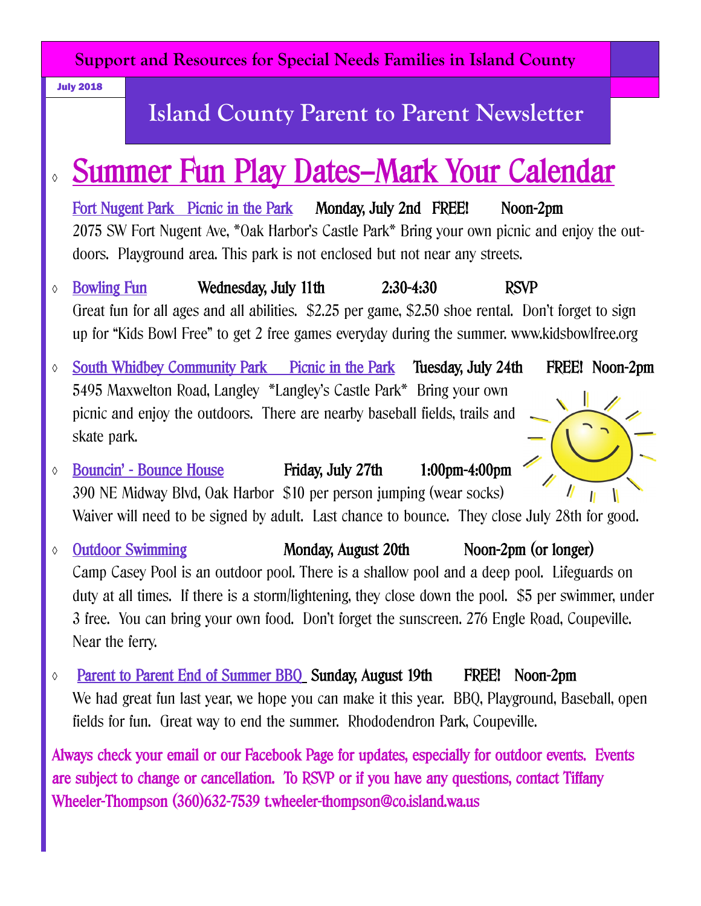Support and Resources for Special Needs Families in Island County

July 2018

# Island County Parent to Parent Newsletter

## Summer Fun Play Dates–Mark Your Calendar

- **Fort Nugent Park Picnic in the Park** **Monday, July 2nd FREE! Noon-2pm**
  2075 SW Fort Nugent Ave, *Oak Harbor's Castle Park* Bring your own picnic and enjoy the outdoors. Playground area. This park is not enclosed but not near any streets.

- **Bowling Fun** **Wednesday, July 11th 2:30-4:30 RSVP**
  Great fun for all ages and all abilities. $2.25 per game, $2.50 shoe rental. Don't forget to sign up for "Kids Bowl Free" to get 2 free games everyday during the summer. www.kidsbowlfree.org

- **South Whidbey Community Park Picnic in the Park** **Tuesday, July 24th FREE! Noon-2pm**
  5495 Maxwelton Road, Langley *Langley's Castle Park* Bring your own picnic and enjoy the outdoors. There are nearby baseball fields, trails and skate park.

- **Bouncin' - Bounce House** **Friday, July 27th 1:00pm-4:00pm**
  390 NE Midway Blvd, Oak Harbor $10 per person jumping (wear socks)
  Waiver will need to be signed by adult. Last chance to bounce. They close July 28th for good.

- **Outdoor Swimming** **Monday, August 20th Noon-2pm (or longer)**
  Camp Casey Pool is an outdoor pool. There is a shallow pool and a deep pool. Lifeguards on duty at all times. If there is a storm/lightening, they close down the pool. $5 per swimmer, under 3 free. You can bring your own food. Don't forget the sunscreen. 276 Engle Road, Coupeville. Near the ferry.

- **Parent to Parent End of Summer BBQ** **Sunday, August 19th FREE! Noon-2pm**
  We had great fun last year, we hope you can make it this year. BBQ, Playground, Baseball, open fields for fun. Great way to end the summer. Rhododendron Park, Coupeville.

Always check your email or our Facebook Page for updates, especially for outdoor events. Events are subject to change or cancellation. To RSVP or if you have any questions, contact Tiffany Wheeler-Thompson (360)632-7539 t.wheeler-thompson@co.island.wa.us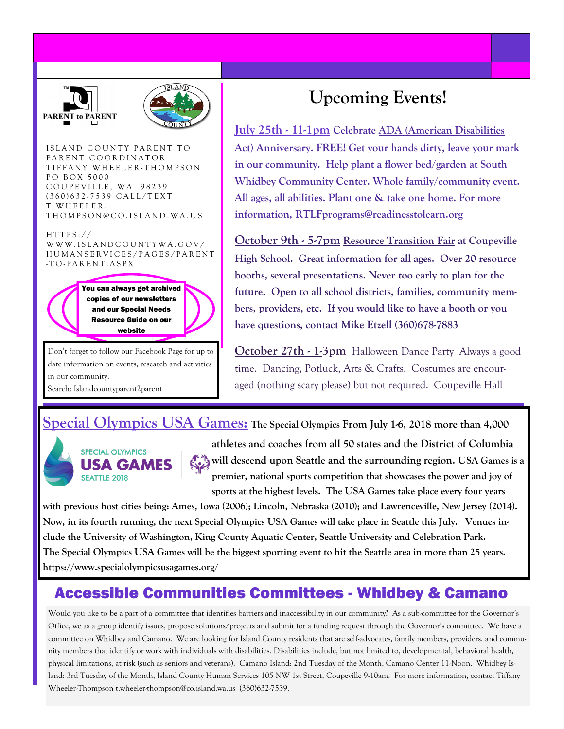PARENT to PARENT

ISLAND COUNTY

ISLAND COUNTY PARENT TO PARENT COORDINATOR
TIFFANY WHEELER-THOMPSON
PO BOX 5000
COUPEVILLE, WA 98239
(360)632-7539 CALL/TEXT
T.WHEELER-THOMPSON@CO.ISLAND.WA.US

HTTPS://WWW.ISLANDCOUNTYWA.GOV/HUMANSERVICES/PAGES/PARENT-TO-PARENT.ASPX

**You can always get archived copies of our newsletters and our Special Needs Resource Guide on our website**

Don't forget to follow our Facebook Page for up to date information on events, research and activities in our community.
Search: Islandcountyparent2parent

# Upcoming Events!

**July 25th - 11-1pm Celebrate ADA (American Disabilities Act) Anniversary. FREE! Get your hands dirty, leave your mark in our community. Help plant a flower bed/garden at South Whidbey Community Center. Whole family/community event. All ages, all abilities. Plant one & take one home. For more information, RTLFprograms@readinesstolearn.org**

**October 9th - 5-7pm Resource Transition Fair at Coupeville High School. Great information for all ages. Over 20 resource booths, several presentations. Never too early to plan for the future. Open to all school districts, families, community members, providers, etc. If you would like to have a booth or you have questions, contact Mike Etzell (360)678-7883**

**October 27th - 1-3pm** Halloween Dance Party Always a good time. Dancing, Potluck, Arts & Crafts. Costumes are encouraged (nothing scary please) but not required. Coupeville Hall

## Special Olympics USA Games:

SPECIAL OLYMPICS USA GAMES SEATTLE 2018

**The Special Olympics From July 1-6, 2018 more than 4,000 athletes and coaches from all 50 states and the District of Columbia will descend upon Seattle and the surrounding region. USA Games is a premier, national sports competition that showcases the power and joy of sports at the highest levels. The USA Games take place every four years with previous host cities being: Ames, Iowa (2006); Lincoln, Nebraska (2010); and Lawrenceville, New Jersey (2014). Now, in its fourth running, the next Special Olympics USA Games will take place in Seattle this July. Venues include the University of Washington, King County Aquatic Center, Seattle University and Celebration Park. The Special Olympics USA Games will be the biggest sporting event to hit the Seattle area in more than 25 years. https://www.specialolympicsusagames.org/**

## Accessible Communities Committees - Whidbey & Camano

Would you like to be a part of a committee that identifies barriers and inaccessibility in our community? As a sub-committee for the Governor's Office, we as a group identify issues, propose solutions/projects and submit for a funding request through the Governor's committee. We have a committee on Whidbey and Camano. We are looking for Island County residents that are self-advocates, family members, providers, and community members that identify or work with individuals with disabilities. Disabilities include, but not limited to, developmental, behavioral health, physical limitations, at risk (such as seniors and veterans). Camano Island: 2nd Tuesday of the Month, Camano Center 11-Noon. Whidbey Island: 3rd Tuesday of the Month, Island County Human Services 105 NW 1st Street, Coupeville 9-10am. For more information, contact Tiffany Wheeler-Thompson t.wheeler-thompson@co.island.wa.us (360)632-7539.